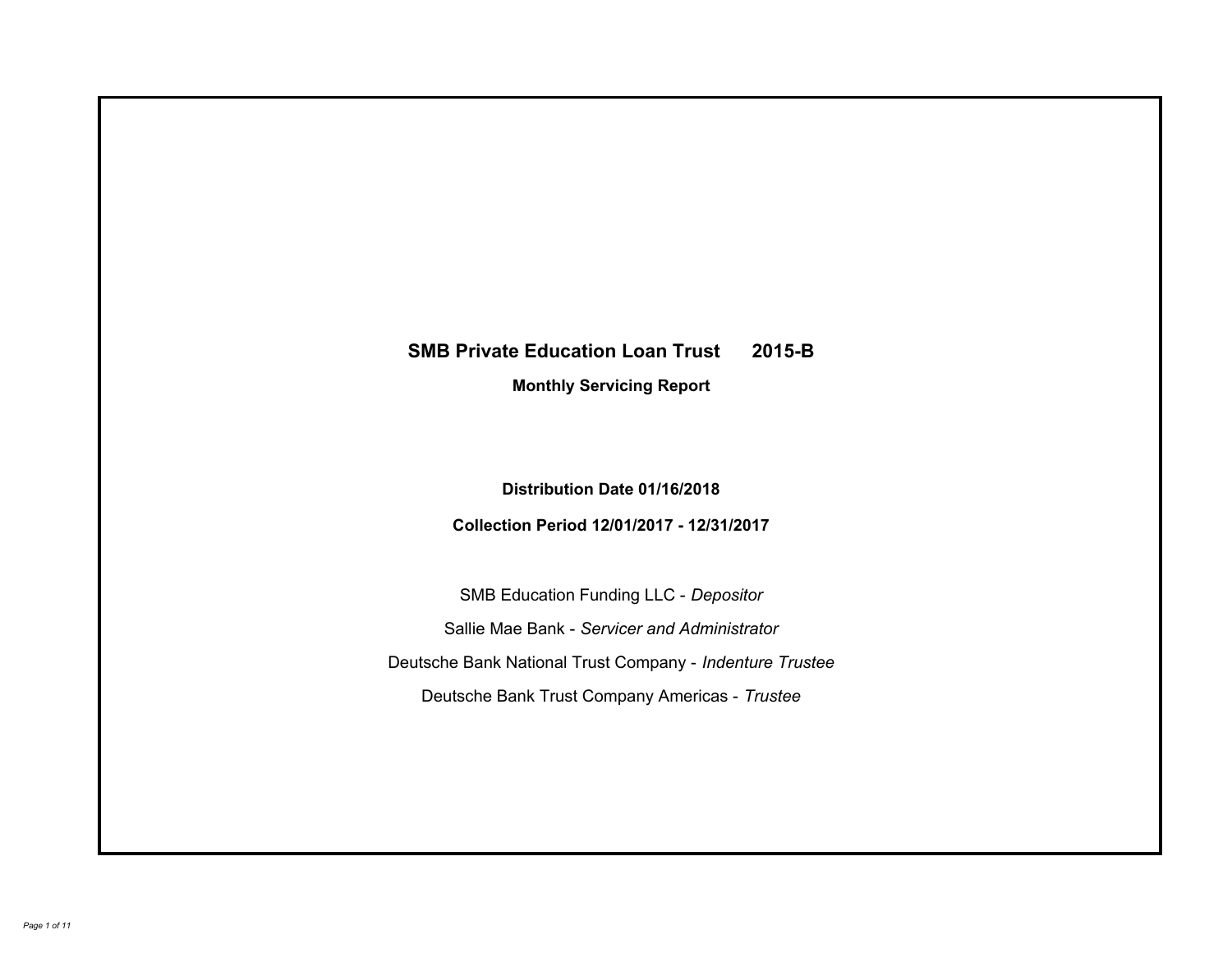# SMB Private Education Loan Trust 2015-B

## Monthly Servicing Report

**Distribution Date 01/16/2018**

**Collection Period 12/01/2017 - 12/31/2017**

SMB Education Funding LLC - *Depositor*

Sallie Mae Bank - *Servicer and Administrator*

Deutsche Bank National Trust Company - *Indenture Trustee*

Deutsche Bank Trust Company Americas - *Trustee*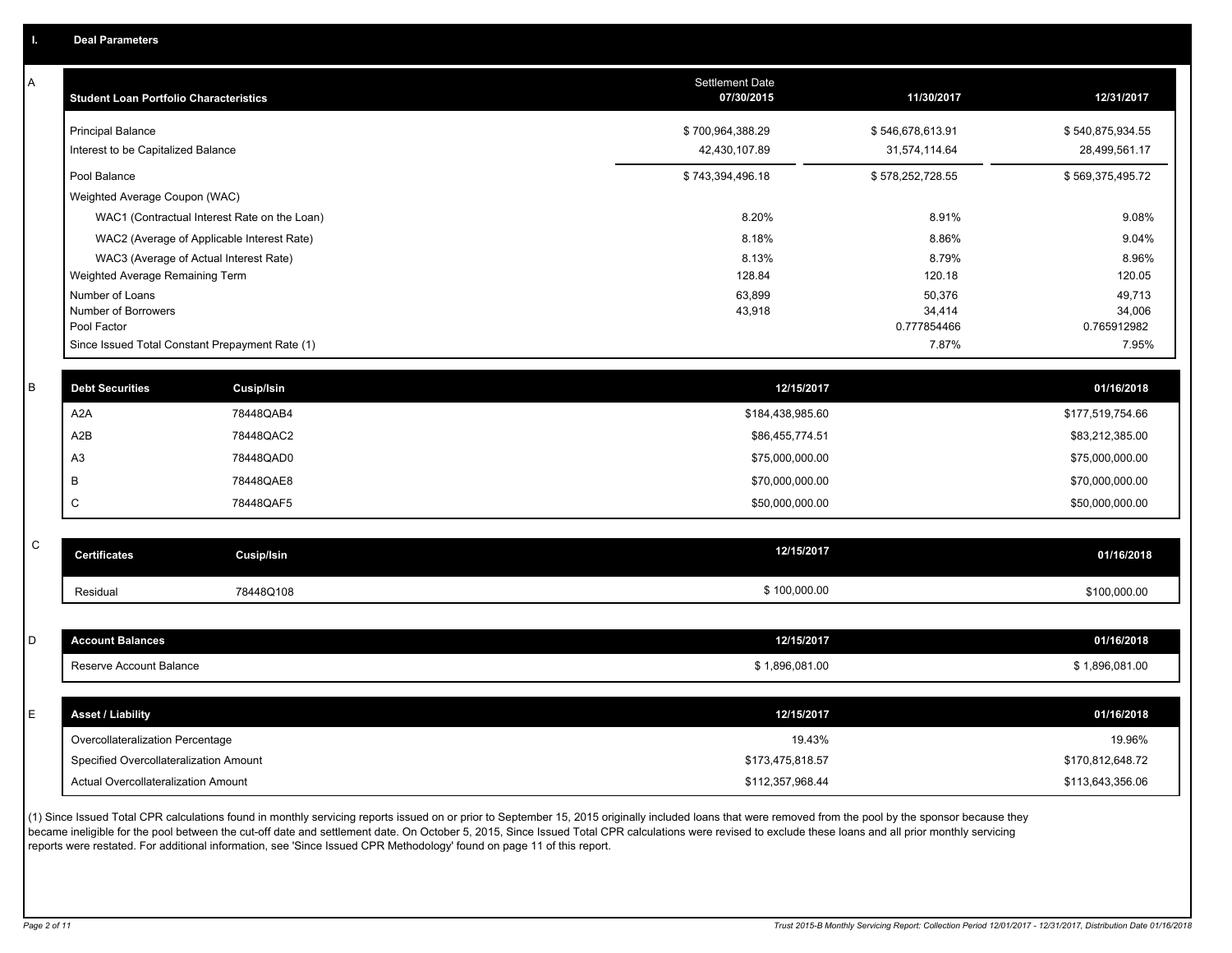## I. Deal Parameters

### A

| Student Loan Portfolio Characteristics | Settlement Date 07/30/2015 | 11/30/2017 | 12/31/2017 |
|---|---|---|---|
| Principal Balance | $ 700,964,388.29 | $ 546,678,613.91 | $ 540,875,934.55 |
| Interest to be Capitalized Balance | 42,430,107.89 | 31,574,114.64 | 28,499,561.17 |
| Pool Balance | $ 743,394,496.18 | $ 578,252,728.55 | $ 569,375,495.72 |
| Weighted Average Coupon (WAC) | | | |
| WAC1 (Contractual Interest Rate on the Loan) | 8.20% | 8.91% | 9.08% |
| WAC2 (Average of Applicable Interest Rate) | 8.18% | 8.86% | 9.04% |
| WAC3 (Average of Actual Interest Rate) | 8.13% | 8.79% | 8.96% |
| Weighted Average Remaining Term | 128.84 | 120.18 | 120.05 |
| Number of Loans | 63,899 | 50,376 | 49,713 |
| Number of Borrowers | 43,918 | 34,414 | 34,006 |
| Pool Factor | | 0.777854466 | 0.765912982 |
| Since Issued Total Constant Prepayment Rate (1) | | 7.87% | 7.95% |

### B

| Debt Securities | Cusip/Isin | 12/15/2017 | 01/16/2018 |
|---|---|---|---|
| A2A | 78448QAB4 | $184,438,985.60 | $177,519,754.66 |
| A2B | 78448QAC2 | $86,455,774.51 | $83,212,385.00 |
| A3 | 78448QAD0 | $75,000,000.00 | $75,000,000.00 |
| B | 78448QAE8 | $70,000,000.00 | $70,000,000.00 |
| C | 78448QAF5 | $50,000,000.00 | $50,000,000.00 |

### C

| Certificates | Cusip/Isin | 12/15/2017 | 01/16/2018 |
|---|---|---|---|
| Residual | 78448Q108 | $ 100,000.00 | $100,000.00 |

### D

| Account Balances | 12/15/2017 | 01/16/2018 |
|---|---|---|
| Reserve Account Balance | $ 1,896,081.00 | $ 1,896,081.00 |

### E

| Asset / Liability | 12/15/2017 | 01/16/2018 |
|---|---|---|
| Overcollateralization Percentage | 19.43% | 19.96% |
| Specified Overcollateralization Amount | $173,475,818.57 | $170,812,648.72 |
| Actual Overcollateralization Amount | $112,357,968.44 | $113,643,356.06 |

(1) Since Issued Total CPR calculations found in monthly servicing reports issued on or prior to September 15, 2015 originally included loans that were removed from the pool by the sponsor because they became ineligible for the pool between the cut-off date and settlement date. On October 5, 2015, Since Issued Total CPR calculations were revised to exclude these loans and all prior monthly servicing reports were restated. For additional information, see 'Since Issued CPR Methodology' found on page 11 of this report.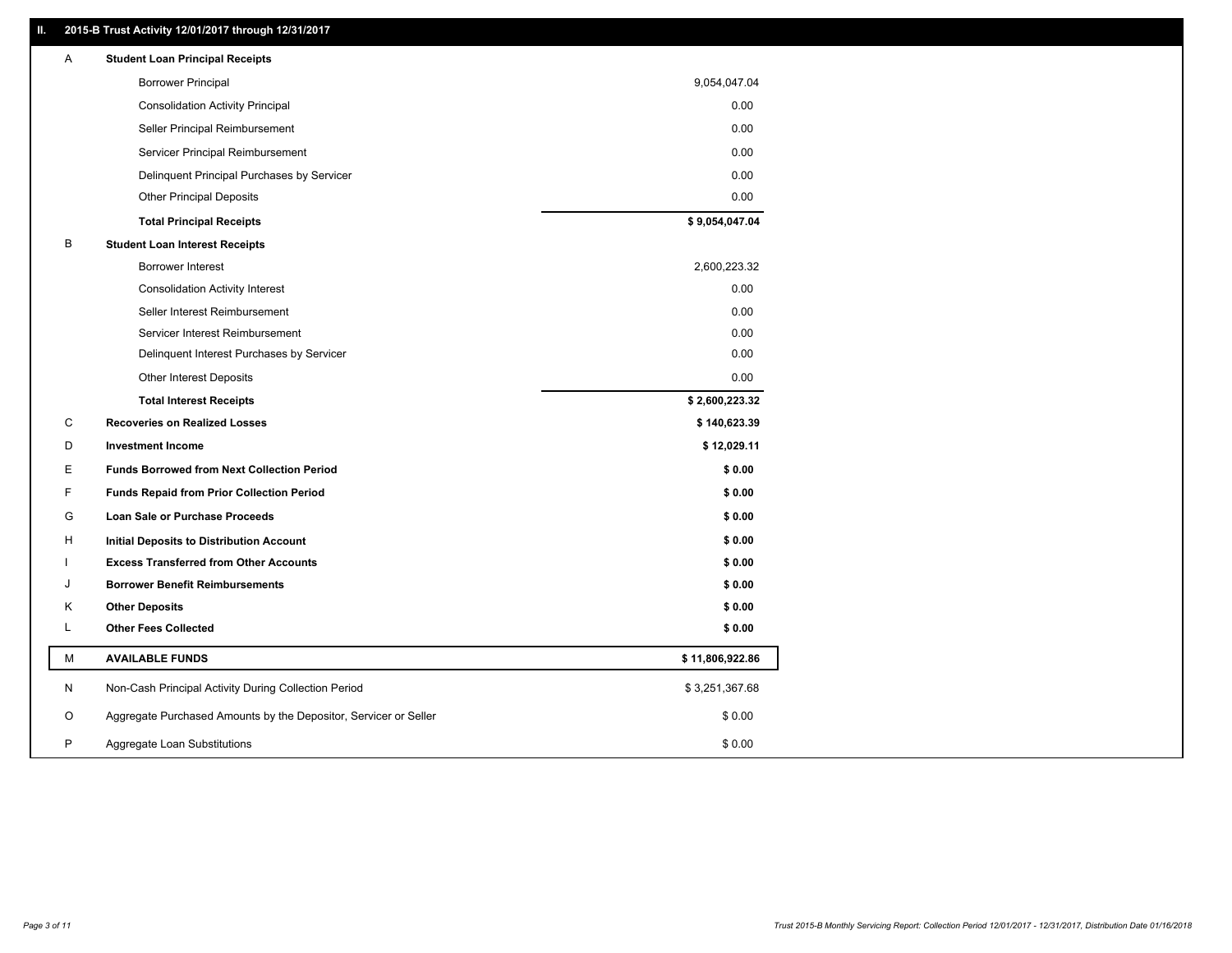## II. 2015-B Trust Activity 12/01/2017 through 12/31/2017

| | | |
|---|---|---|
| A | **Student Loan Principal Receipts** | |
| | Borrower Principal | 9,054,047.04 |
| | Consolidation Activity Principal | 0.00 |
| | Seller Principal Reimbursement | 0.00 |
| | Servicer Principal Reimbursement | 0.00 |
| | Delinquent Principal Purchases by Servicer | 0.00 |
| | Other Principal Deposits | 0.00 |
| | **Total Principal Receipts** | **$ 9,054,047.04** |
| B | **Student Loan Interest Receipts** | |
| | Borrower Interest | 2,600,223.32 |
| | Consolidation Activity Interest | 0.00 |
| | Seller Interest Reimbursement | 0.00 |
| | Servicer Interest Reimbursement | 0.00 |
| | Delinquent Interest Purchases by Servicer | 0.00 |
| | Other Interest Deposits | 0.00 |
| | **Total Interest Receipts** | **$ 2,600,223.32** |
| C | **Recoveries on Realized Losses** | **$ 140,623.39** |
| D | **Investment Income** | **$ 12,029.11** |
| E | **Funds Borrowed from Next Collection Period** | **$ 0.00** |
| F | **Funds Repaid from Prior Collection Period** | **$ 0.00** |
| G | **Loan Sale or Purchase Proceeds** | **$ 0.00** |
| H | **Initial Deposits to Distribution Account** | **$ 0.00** |
| I | **Excess Transferred from Other Accounts** | **$ 0.00** |
| J | **Borrower Benefit Reimbursements** | **$ 0.00** |
| K | **Other Deposits** | **$ 0.00** |
| L | **Other Fees Collected** | **$ 0.00** |
| M | **AVAILABLE FUNDS** | **$ 11,806,922.86** |
| N | Non-Cash Principal Activity During Collection Period | $ 3,251,367.68 |
| O | Aggregate Purchased Amounts by the Depositor, Servicer or Seller | $ 0.00 |
| P | Aggregate Loan Substitutions | $ 0.00 |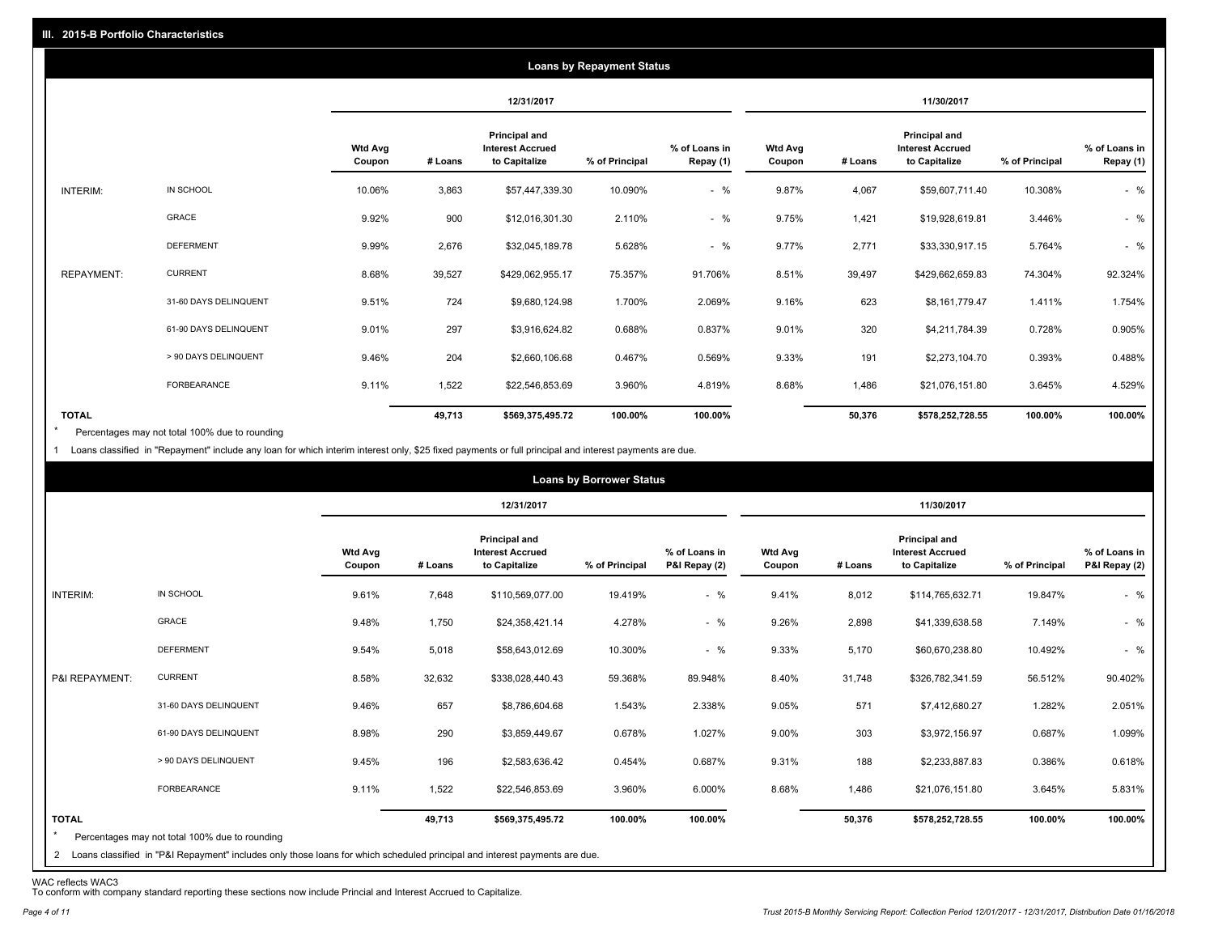## III. 2015-B Portfolio Characteristics

### Loans by Repayment Status

| | | 12/31/2017 | | | | | 11/30/2017 | | | | |
|---|---|---|---|---|---|---|---|---|---|---|---|
| | | Wtd Avg Coupon | # Loans | Principal and Interest Accrued to Capitalize | % of Principal | % of Loans in Repay (1) | Wtd Avg Coupon | # Loans | Principal and Interest Accrued to Capitalize | % of Principal | % of Loans in Repay (1) |
| INTERIM: | IN SCHOOL | 10.06% | 3,863 | $57,447,339.30 | 10.090% | - % | 9.87% | 4,067 | $59,607,711.40 | 10.308% | - % |
| | GRACE | 9.92% | 900 | $12,016,301.30 | 2.110% | - % | 9.75% | 1,421 | $19,928,619.81 | 3.446% | - % |
| | DEFERMENT | 9.99% | 2,676 | $32,045,189.78 | 5.628% | - % | 9.77% | 2,771 | $33,330,917.15 | 5.764% | - % |
| REPAYMENT: | CURRENT | 8.68% | 39,527 | $429,062,955.17 | 75.357% | 91.706% | 8.51% | 39,497 | $429,662,659.83 | 74.304% | 92.324% |
| | 31-60 DAYS DELINQUENT | 9.51% | 724 | $9,680,124.98 | 1.700% | 2.069% | 9.16% | 623 | $8,161,779.47 | 1.411% | 1.754% |
| | 61-90 DAYS DELINQUENT | 9.01% | 297 | $3,916,624.82 | 0.688% | 0.837% | 9.01% | 320 | $4,211,784.39 | 0.728% | 0.905% |
| | > 90 DAYS DELINQUENT | 9.46% | 204 | $2,660,106.68 | 0.467% | 0.569% | 9.33% | 191 | $2,273,104.70 | 0.393% | 0.488% |
| | FORBEARANCE | 9.11% | 1,522 | $22,546,853.69 | 3.960% | 4.819% | 8.68% | 1,486 | $21,076,151.80 | 3.645% | 4.529% |
| **TOTAL** | | | **49,713** | **$569,375,495.72** | **100.00%** | **100.00%** | | **50,376** | **$578,252,728.55** | **100.00%** | **100.00%** |

\* Percentages may not total 100% due to rounding

1 Loans classified in "Repayment" include any loan for which interim interest only, $25 fixed payments or full principal and interest payments are due.

### Loans by Borrower Status

| | | 12/31/2017 | | | | | 11/30/2017 | | | | |
|---|---|---|---|---|---|---|---|---|---|---|---|
| | | Wtd Avg Coupon | # Loans | Principal and Interest Accrued to Capitalize | % of Principal | % of Loans in P&I Repay (2) | Wtd Avg Coupon | # Loans | Principal and Interest Accrued to Capitalize | % of Principal | % of Loans in P&I Repay (2) |
| INTERIM: | IN SCHOOL | 9.61% | 7,648 | $110,569,077.00 | 19.419% | - % | 9.41% | 8,012 | $114,765,632.71 | 19.847% | - % |
| | GRACE | 9.48% | 1,750 | $24,358,421.14 | 4.278% | - % | 9.26% | 2,898 | $41,339,638.58 | 7.149% | - % |
| | DEFERMENT | 9.54% | 5,018 | $58,643,012.69 | 10.300% | - % | 9.33% | 5,170 | $60,670,238.80 | 10.492% | - % |
| P&I REPAYMENT: | CURRENT | 8.58% | 32,632 | $338,028,440.43 | 59.368% | 89.948% | 8.40% | 31,748 | $326,782,341.59 | 56.512% | 90.402% |
| | 31-60 DAYS DELINQUENT | 9.46% | 657 | $8,786,604.68 | 1.543% | 2.338% | 9.05% | 571 | $7,412,680.27 | 1.282% | 2.051% |
| | 61-90 DAYS DELINQUENT | 8.98% | 290 | $3,859,449.67 | 0.678% | 1.027% | 9.00% | 303 | $3,972,156.97 | 0.687% | 1.099% |
| | > 90 DAYS DELINQUENT | 9.45% | 196 | $2,583,636.42 | 0.454% | 0.687% | 9.31% | 188 | $2,233,887.83 | 0.386% | 0.618% |
| | FORBEARANCE | 9.11% | 1,522 | $22,546,853.69 | 3.960% | 6.000% | 8.68% | 1,486 | $21,076,151.80 | 3.645% | 5.831% |
| **TOTAL** | | | **49,713** | **$569,375,495.72** | **100.00%** | **100.00%** | | **50,376** | **$578,252,728.55** | **100.00%** | **100.00%** |

\* Percentages may not total 100% due to rounding

2 Loans classified in "P&I Repayment" includes only those loans for which scheduled principal and interest payments are due.

WAC reflects WAC3
To conform with company standard reporting these sections now include Princial and Interest Accrued to Capitalize.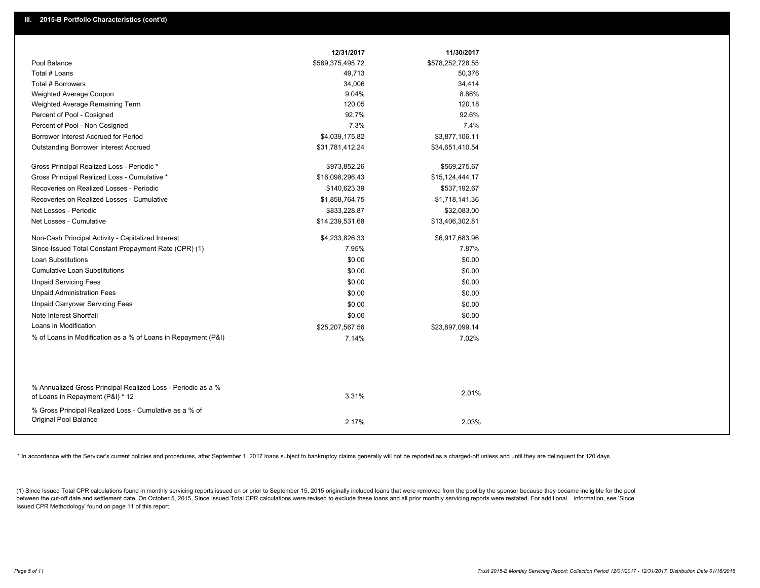## III. 2015-B Portfolio Characteristics (cont'd)

| | 12/31/2017 | 11/30/2017 |
|---|---|---|
| Pool Balance | $569,375,495.72 | $578,252,728.55 |
| Total # Loans | 49,713 | 50,376 |
| Total # Borrowers | 34,006 | 34,414 |
| Weighted Average Coupon | 9.04% | 8.86% |
| Weighted Average Remaining Term | 120.05 | 120.18 |
| Percent of Pool - Cosigned | 92.7% | 92.6% |
| Percent of Pool - Non Cosigned | 7.3% | 7.4% |
| Borrower Interest Accrued for Period | $4,039,175.82 | $3,877,106.11 |
| Outstanding Borrower Interest Accrued | $31,781,412.24 | $34,651,410.54 |
| Gross Principal Realized Loss - Periodic * | $973,852.26 | $569,275.67 |
| Gross Principal Realized Loss - Cumulative * | $16,098,296.43 | $15,124,444.17 |
| Recoveries on Realized Losses - Periodic | $140,623.39 | $537,192.67 |
| Recoveries on Realized Losses - Cumulative | $1,858,764.75 | $1,718,141.36 |
| Net Losses - Periodic | $833,228.87 | $32,083.00 |
| Net Losses - Cumulative | $14,239,531.68 | $13,406,302.81 |
| Non-Cash Principal Activity - Capitalized Interest | $4,233,826.33 | $6,917,683.96 |
| Since Issued Total Constant Prepayment Rate (CPR) (1) | 7.95% | 7.87% |
| Loan Substitutions | $0.00 | $0.00 |
| Cumulative Loan Substitutions | $0.00 | $0.00 |
| Unpaid Servicing Fees | $0.00 | $0.00 |
| Unpaid Administration Fees | $0.00 | $0.00 |
| Unpaid Carryover Servicing Fees | $0.00 | $0.00 |
| Note Interest Shortfall | $0.00 | $0.00 |
| Loans in Modification | $25,207,567.56 | $23,897,099.14 |
| % of Loans in Modification as a % of Loans in Repayment (P&I) | 7.14% | 7.02% |
| % Annualized Gross Principal Realized Loss - Periodic as a % of Loans in Repayment (P&I) * 12 | 3.31% | 2.01% |
| % Gross Principal Realized Loss - Cumulative as a % of Original Pool Balance | 2.17% | 2.03% |

* In accordance with the Servicer's current policies and procedures, after September 1, 2017 loans subject to bankruptcy claims generally will not be reported as a charged-off unless and until they are delinquent for 120 days.

(1) Since Issued Total CPR calculations found in monthly servicing reports issued on or prior to September 15, 2015 originally included loans that were removed from the pool by the sponsor because they became ineligible for the pool between the cut-off date and settlement date. On October 5, 2015, Since Issued Total CPR calculations were revised to exclude these loans and all prior monthly servicing reports were restated. For additional information, see 'Since Issued CPR Methodology' found on page 11 of this report.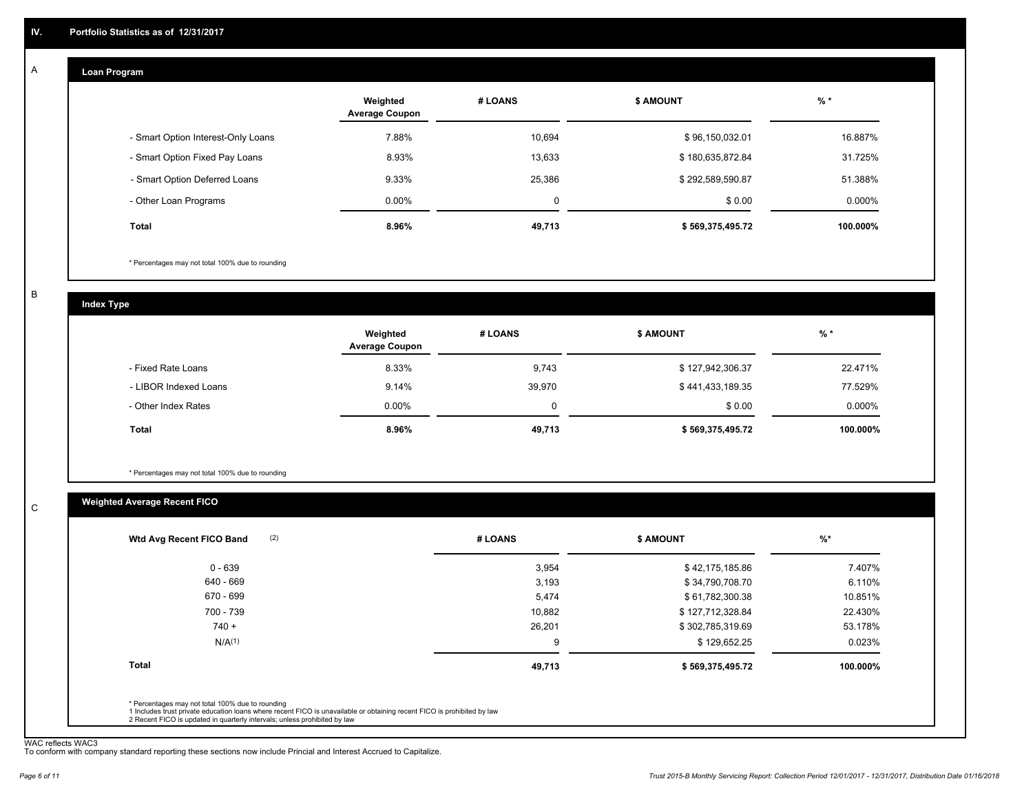## IV. Portfolio Statistics as of 12/31/2017

### A. Loan Program

| | Weighted Average Coupon | # LOANS | $ AMOUNT | % * |
|---|---|---|---|---|
| - Smart Option Interest-Only Loans | 7.88% | 10,694 | $ 96,150,032.01 | 16.887% |
| - Smart Option Fixed Pay Loans | 8.93% | 13,633 | $ 180,635,872.84 | 31.725% |
| - Smart Option Deferred Loans | 9.33% | 25,386 | $ 292,589,590.87 | 51.388% |
| - Other Loan Programs | 0.00% | 0 | $ 0.00 | 0.000% |
| **Total** | **8.96%** | **49,713** | **$ 569,375,495.72** | **100.000%** |

\* Percentages may not total 100% due to rounding

### B. Index Type

| | Weighted Average Coupon | # LOANS | $ AMOUNT | % * |
|---|---|---|---|---|
| - Fixed Rate Loans | 8.33% | 9,743 | $ 127,942,306.37 | 22.471% |
| - LIBOR Indexed Loans | 9.14% | 39,970 | $ 441,433,189.35 | 77.529% |
| - Other Index Rates | 0.00% | 0 | $ 0.00 | 0.000% |
| **Total** | **8.96%** | **49,713** | **$ 569,375,495.72** | **100.000%** |

\* Percentages may not total 100% due to rounding

### C. Weighted Average Recent FICO

| Wtd Avg Recent FICO Band (2) | # LOANS | $ AMOUNT | %* |
|---|---|---|---|
| 0 - 639 | 3,954 | $ 42,175,185.86 | 7.407% |
| 640 - 669 | 3,193 | $ 34,790,708.70 | 6.110% |
| 670 - 699 | 5,474 | $ 61,782,300.38 | 10.851% |
| 700 - 739 | 10,882 | $ 127,712,328.84 | 22.430% |
| 740 + | 26,201 | $ 302,785,319.69 | 53.178% |
| N/A(1) | 9 | $ 129,652.25 | 0.023% |
| **Total** | **49,713** | **$ 569,375,495.72** | **100.000%** |

\* Percentages may not total 100% due to rounding
1 Includes trust private education loans where recent FICO is unavailable or obtaining recent FICO is prohibited by law
2 Recent FICO is updated in quarterly intervals; unless prohibited by law

WAC reflects WAC3
To conform with company standard reporting these sections now include Princial and Interest Accrued to Capitalize.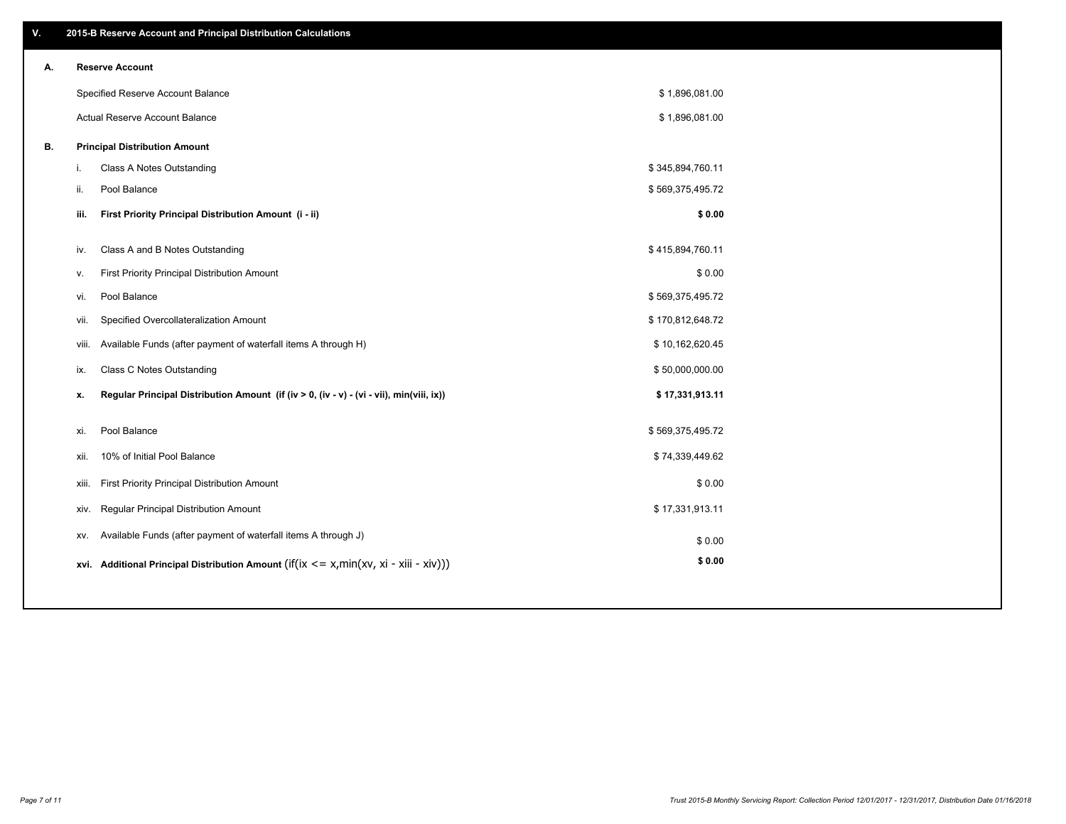## V. 2015-B Reserve Account and Principal Distribution Calculations

### A. Reserve Account

| | |
|---|---|
| Specified Reserve Account Balance | $ 1,896,081.00 |
| Actual Reserve Account Balance | $ 1,896,081.00 |

### B. Principal Distribution Amount

| | | |
|---|---|---|
| i. | Class A Notes Outstanding | $ 345,894,760.11 |
| ii. | Pool Balance | $ 569,375,495.72 |
| **iii.** | **First Priority Principal Distribution Amount (i - ii)** | **$ 0.00** |
| iv. | Class A and B Notes Outstanding | $ 415,894,760.11 |
| v. | First Priority Principal Distribution Amount | $ 0.00 |
| vi. | Pool Balance | $ 569,375,495.72 |
| vii. | Specified Overcollateralization Amount | $ 170,812,648.72 |
| viii. | Available Funds (after payment of waterfall items A through H) | $ 10,162,620.45 |
| ix. | Class C Notes Outstanding | $ 50,000,000.00 |
| **x.** | **Regular Principal Distribution Amount (if (iv > 0, (iv - v) - (vi - vii), min(viii, ix))** | **$ 17,331,913.11** |
| xi. | Pool Balance | $ 569,375,495.72 |
| xii. | 10% of Initial Pool Balance | $ 74,339,449.62 |
| xiii. | First Priority Principal Distribution Amount | $ 0.00 |
| xiv. | Regular Principal Distribution Amount | $ 17,331,913.11 |
| xv. | Available Funds (after payment of waterfall items A through J) | $ 0.00 |
| **xvi.** | **Additional Principal Distribution Amount** (if(ix <= x,min(xv, xi - xiii - xiv))) | **$ 0.00** |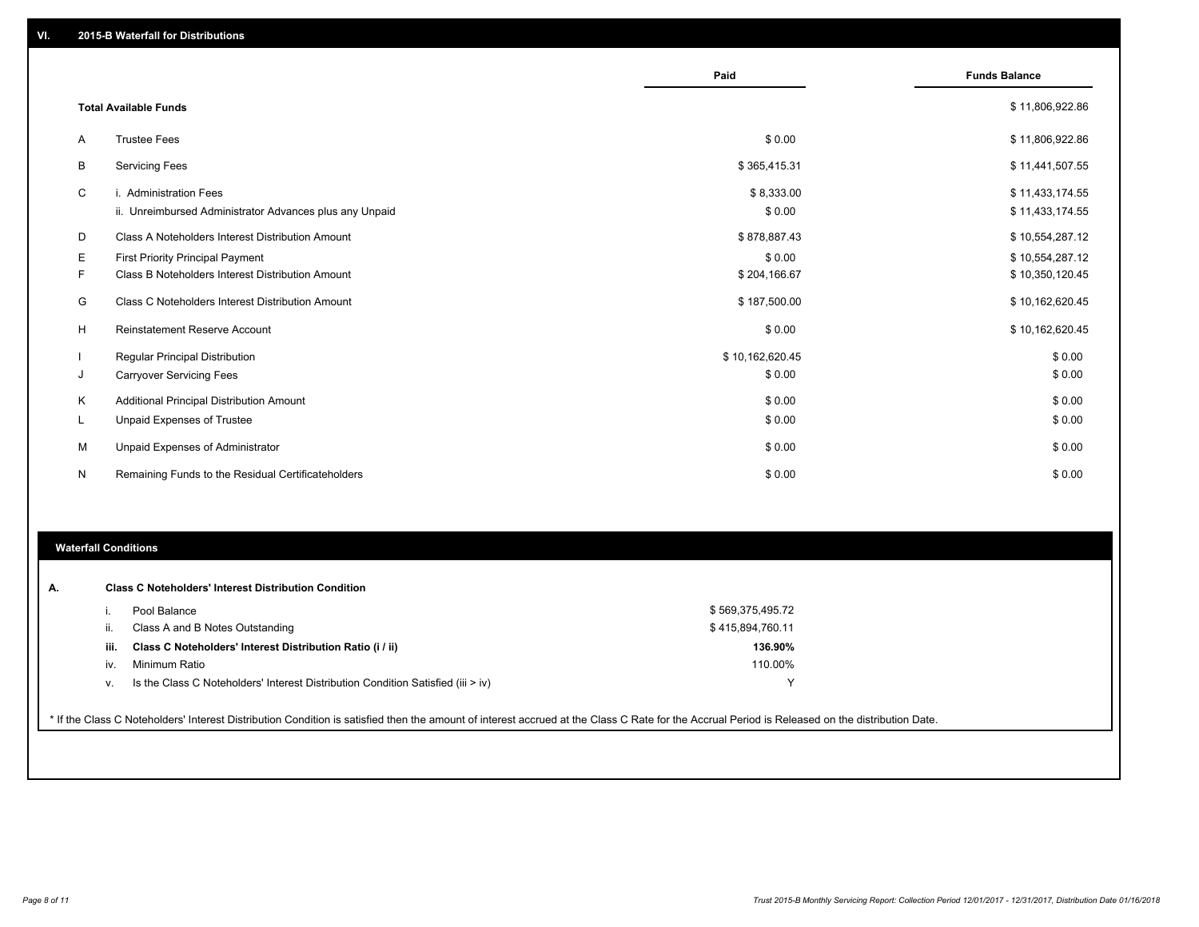## VI. 2015-B Waterfall for Distributions

| | | Paid | Funds Balance |
|---|---|---|---|
| | **Total Available Funds** | | $ 11,806,922.86 |
| A | Trustee Fees | $ 0.00 | $ 11,806,922.86 |
| B | Servicing Fees | $ 365,415.31 | $ 11,441,507.55 |
| C | i. Administration Fees | $ 8,333.00 | $ 11,433,174.55 |
| | ii. Unreimbursed Administrator Advances plus any Unpaid | $ 0.00 | $ 11,433,174.55 |
| D | Class A Noteholders Interest Distribution Amount | $ 878,887.43 | $ 10,554,287.12 |
| E | First Priority Principal Payment | $ 0.00 | $ 10,554,287.12 |
| F | Class B Noteholders Interest Distribution Amount | $ 204,166.67 | $ 10,350,120.45 |
| G | Class C Noteholders Interest Distribution Amount | $ 187,500.00 | $ 10,162,620.45 |
| H | Reinstatement Reserve Account | $ 0.00 | $ 10,162,620.45 |
| I | Regular Principal Distribution | $ 10,162,620.45 | $ 0.00 |
| J | Carryover Servicing Fees | $ 0.00 | $ 0.00 |
| K | Additional Principal Distribution Amount | $ 0.00 | $ 0.00 |
| L | Unpaid Expenses of Trustee | $ 0.00 | $ 0.00 |
| M | Unpaid Expenses of Administrator | $ 0.00 | $ 0.00 |
| N | Remaining Funds to the Residual Certificateholders | $ 0.00 | $ 0.00 |

## Waterfall Conditions

**A. Class C Noteholders' Interest Distribution Condition**

| | | |
|---|---|---|
| i. | Pool Balance | $ 569,375,495.72 |
| ii. | Class A and B Notes Outstanding | $ 415,894,760.11 |
| **iii.** | **Class C Noteholders' Interest Distribution Ratio (i / ii)** | **136.90%** |
| iv. | Minimum Ratio | 110.00% |
| v. | Is the Class C Noteholders' Interest Distribution Condition Satisfied (iii > iv) | Y |

* If the Class C Noteholders' Interest Distribution Condition is satisfied then the amount of interest accrued at the Class C Rate for the Accrual Period is Released on the distribution Date.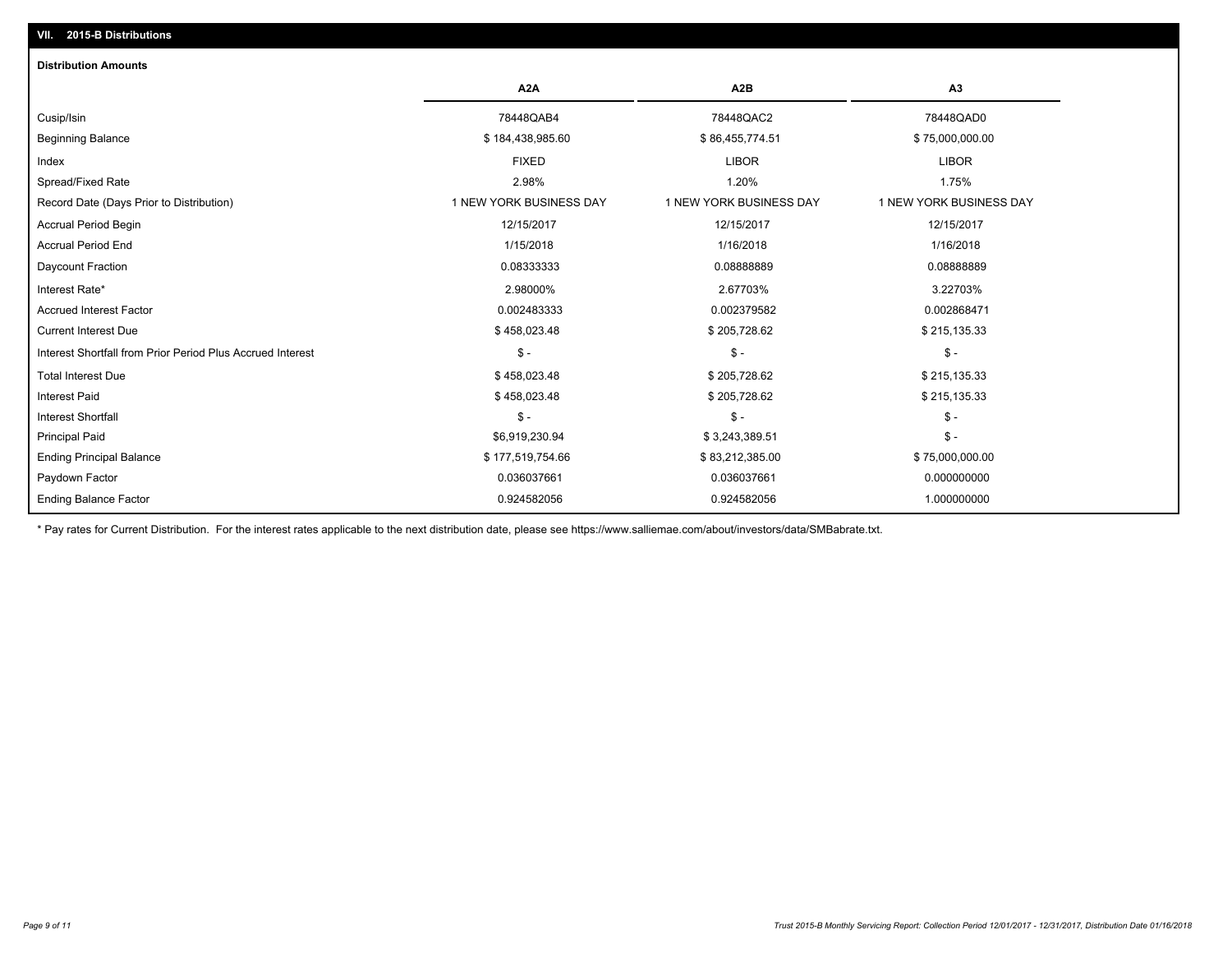## VII. 2015-B Distributions

### Distribution Amounts

| | A2A | A2B | A3 |
|---|---|---|---|
| Cusip/Isin | 78448QAB4 | 78448QAC2 | 78448QAD0 |
| Beginning Balance | $ 184,438,985.60 | $ 86,455,774.51 | $ 75,000,000.00 |
| Index | FIXED | LIBOR | LIBOR |
| Spread/Fixed Rate | 2.98% | 1.20% | 1.75% |
| Record Date (Days Prior to Distribution) | 1 NEW YORK BUSINESS DAY | 1 NEW YORK BUSINESS DAY | 1 NEW YORK BUSINESS DAY |
| Accrual Period Begin | 12/15/2017 | 12/15/2017 | 12/15/2017 |
| Accrual Period End | 1/15/2018 | 1/16/2018 | 1/16/2018 |
| Daycount Fraction | 0.08333333 | 0.08888889 | 0.08888889 |
| Interest Rate* | 2.98000% | 2.67703% | 3.22703% |
| Accrued Interest Factor | 0.002483333 | 0.002379582 | 0.002868471 |
| Current Interest Due | $ 458,023.48 | $ 205,728.62 | $ 215,135.33 |
| Interest Shortfall from Prior Period Plus Accrued Interest | $ - | $ - | $ - |
| Total Interest Due | $ 458,023.48 | $ 205,728.62 | $ 215,135.33 |
| Interest Paid | $ 458,023.48 | $ 205,728.62 | $ 215,135.33 |
| Interest Shortfall | $ - | $ - | $ - |
| Principal Paid | $6,919,230.94 | $ 3,243,389.51 | $ - |
| Ending Principal Balance | $ 177,519,754.66 | $ 83,212,385.00 | $ 75,000,000.00 |
| Paydown Factor | 0.036037661 | 0.036037661 | 0.000000000 |
| Ending Balance Factor | 0.924582056 | 0.924582056 | 1.000000000 |

* Pay rates for Current Distribution. For the interest rates applicable to the next distribution date, please see https://www.salliemae.com/about/investors/data/SMBabrate.txt.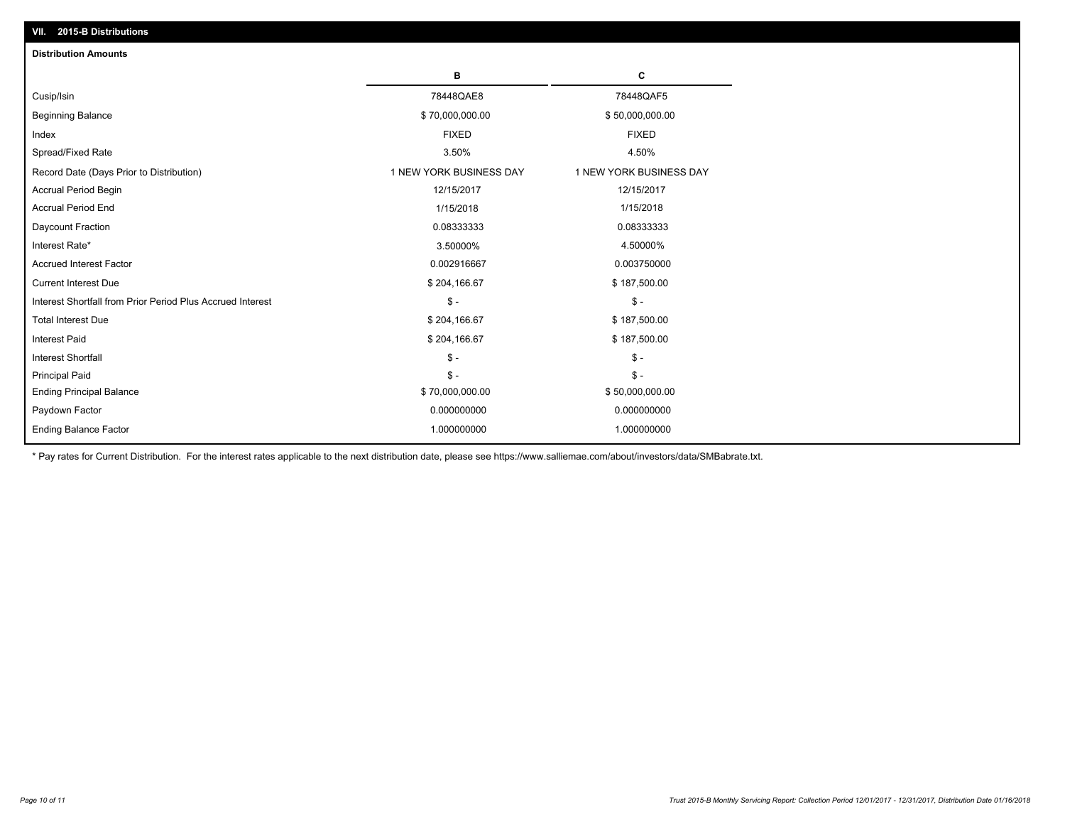## VII. 2015-B Distributions

### Distribution Amounts

| | B | C |
|---|---|---|
| Cusip/Isin | 78448QAE8 | 78448QAF5 |
| Beginning Balance | $ 70,000,000.00 | $ 50,000,000.00 |
| Index | FIXED | FIXED |
| Spread/Fixed Rate | 3.50% | 4.50% |
| Record Date (Days Prior to Distribution) | 1 NEW YORK BUSINESS DAY | 1 NEW YORK BUSINESS DAY |
| Accrual Period Begin | 12/15/2017 | 12/15/2017 |
| Accrual Period End | 1/15/2018 | 1/15/2018 |
| Daycount Fraction | 0.08333333 | 0.08333333 |
| Interest Rate* | 3.50000% | 4.50000% |
| Accrued Interest Factor | 0.002916667 | 0.003750000 |
| Current Interest Due | $ 204,166.67 | $ 187,500.00 |
| Interest Shortfall from Prior Period Plus Accrued Interest | $ - | $ - |
| Total Interest Due | $ 204,166.67 | $ 187,500.00 |
| Interest Paid | $ 204,166.67 | $ 187,500.00 |
| Interest Shortfall | $ - | $ - |
| Principal Paid | $ - | $ - |
| Ending Principal Balance | $ 70,000,000.00 | $ 50,000,000.00 |
| Paydown Factor | 0.000000000 | 0.000000000 |
| Ending Balance Factor | 1.000000000 | 1.000000000 |

* Pay rates for Current Distribution. For the interest rates applicable to the next distribution date, please see https://www.salliemae.com/about/investors/data/SMBabrate.txt.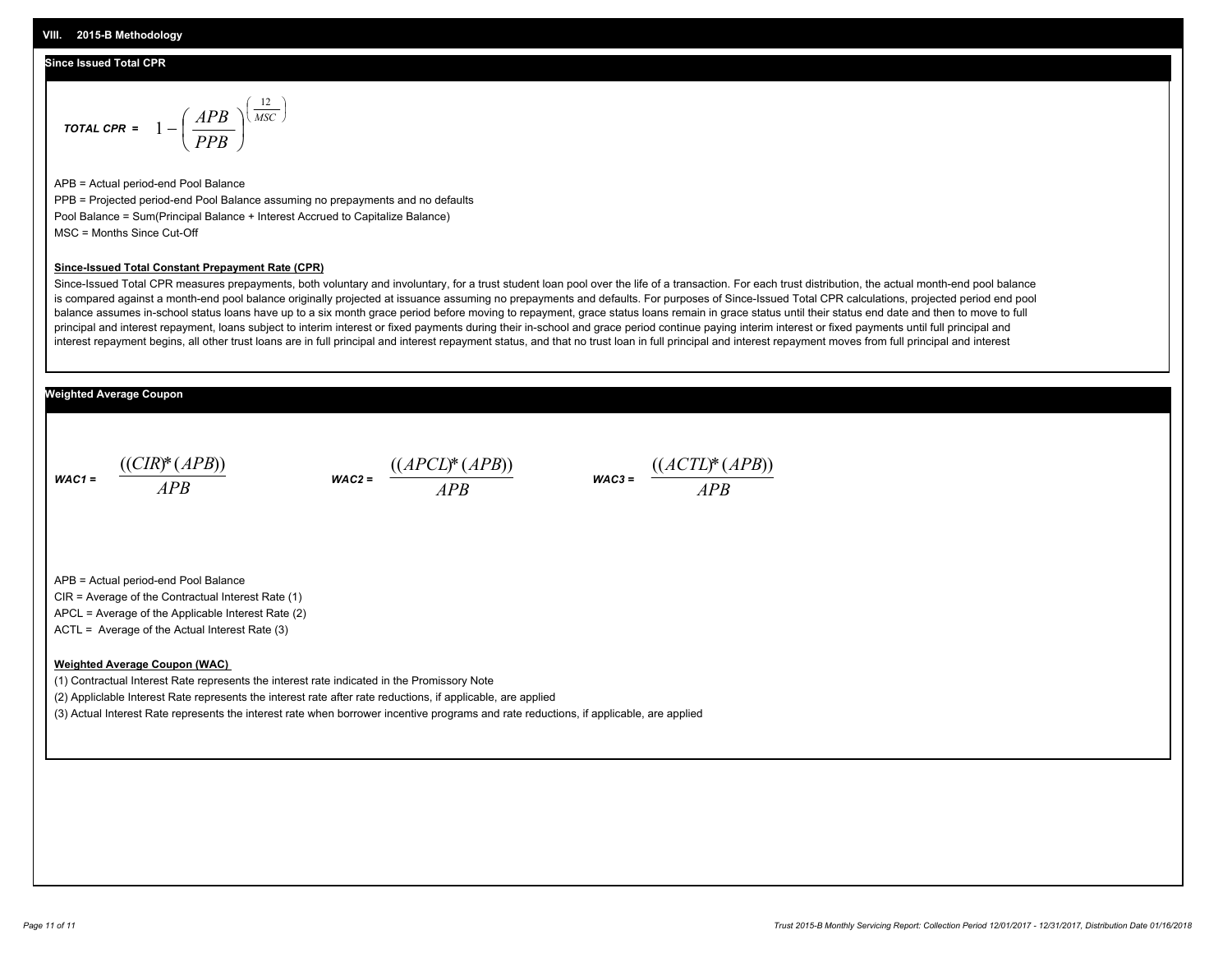# VIII. 2015-B Methodology

## Since Issued Total CPR

$$\textbf{TOTAL CPR} = 1 - \left( \frac{APB}{PPB} \right)^{\left( \frac{12}{MSC} \right)}$$

APB = Actual period-end Pool Balance

PPB = Projected period-end Pool Balance assuming no prepayments and no defaults

Pool Balance = Sum(Principal Balance + Interest Accrued to Capitalize Balance)

MSC = Months Since Cut-Off

**Since-Issued Total Constant Prepayment Rate (CPR)**

Since-Issued Total CPR measures prepayments, both voluntary and involuntary, for a trust student loan pool over the life of a transaction. For each trust distribution, the actual month-end pool balance is compared against a month-end pool balance originally projected at issuance assuming no prepayments and defaults. For purposes of Since-Issued Total CPR calculations, projected period end pool balance assumes in-school status loans have up to a six month grace period before moving to repayment, grace status loans remain in grace status until their status end date and then to move to full principal and interest repayment, loans subject to interim interest or fixed payments during their in-school and grace period continue paying interim interest or fixed payments until full principal and interest repayment begins, all other trust loans are in full principal and interest repayment status, and that no trust loan in full principal and interest repayment moves from full principal and interest

## Weighted Average Coupon

$$\textbf{WAC1} = \frac{((CIR)^{*}(APB))}{APB} \qquad \textbf{WAC2} = \frac{((APCL)^{*}(APB))}{APB} \qquad \textbf{WAC3} = \frac{((ACTL)^{*}(APB))}{APB}$$

APB = Actual period-end Pool Balance

CIR = Average of the Contractual Interest Rate (1)

APCL = Average of the Applicable Interest Rate (2)

ACTL = Average of the Actual Interest Rate (3)

**Weighted Average Coupon (WAC)**

(1) Contractual Interest Rate represents the interest rate indicated in the Promissory Note

(2) Appliclable Interest Rate represents the interest rate after rate reductions, if applicable, are applied

(3) Actual Interest Rate represents the interest rate when borrower incentive programs and rate reductions, if applicable, are applied